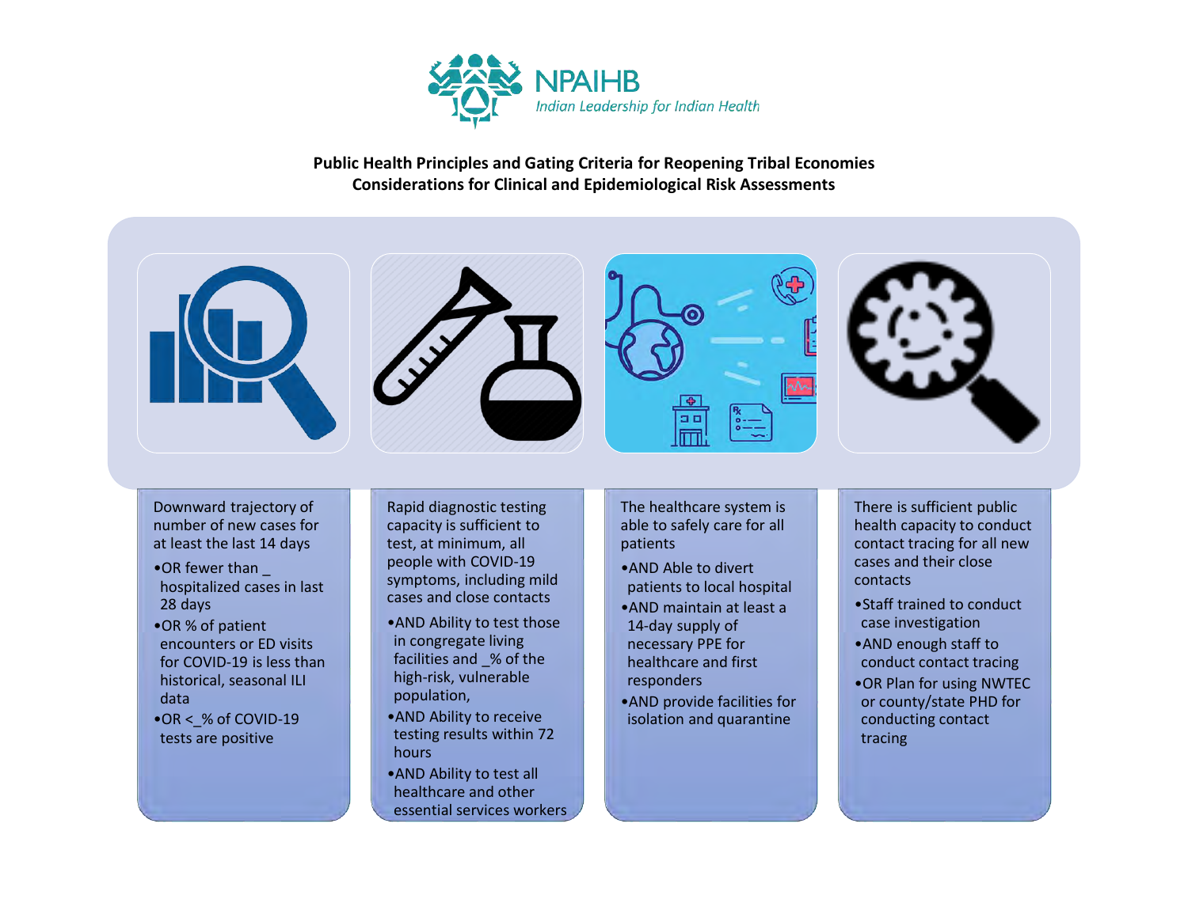NPAIHB

*Indian Leadership for Indian Health*

**Public Health Principles and Gating Criteria for Reopening Tribal Economies**
**Considerations for Clinical and Epidemiological Risk Assessments**

Downward trajectory of number of new cases for at least the last 14 days

- OR fewer than _ hospitalized cases in last 28 days
- OR % of patient encounters or ED visits for COVID-19 is less than historical, seasonal ILI data
- OR <_% of COVID-19 tests are positive

Rapid diagnostic testing capacity is sufficient to test, at minimum, all people with COVID-19 symptoms, including mild cases and close contacts

- AND Ability to test those in congregate living facilities and _% of the high-risk, vulnerable population,
- AND Ability to receive testing results within 72 hours
- AND Ability to test all healthcare and other essential services workers

The healthcare system is able to safely care for all patients

- AND Able to divert patients to local hospital
- AND maintain at least a 14-day supply of necessary PPE for healthcare and first responders
- AND provide facilities for isolation and quarantine

There is sufficient public health capacity to conduct contact tracing for all new cases and their close contacts

- Staff trained to conduct case investigation
- AND enough staff to conduct contact tracing
- OR Plan for using NWTEC or county/state PHD for conducting contact tracing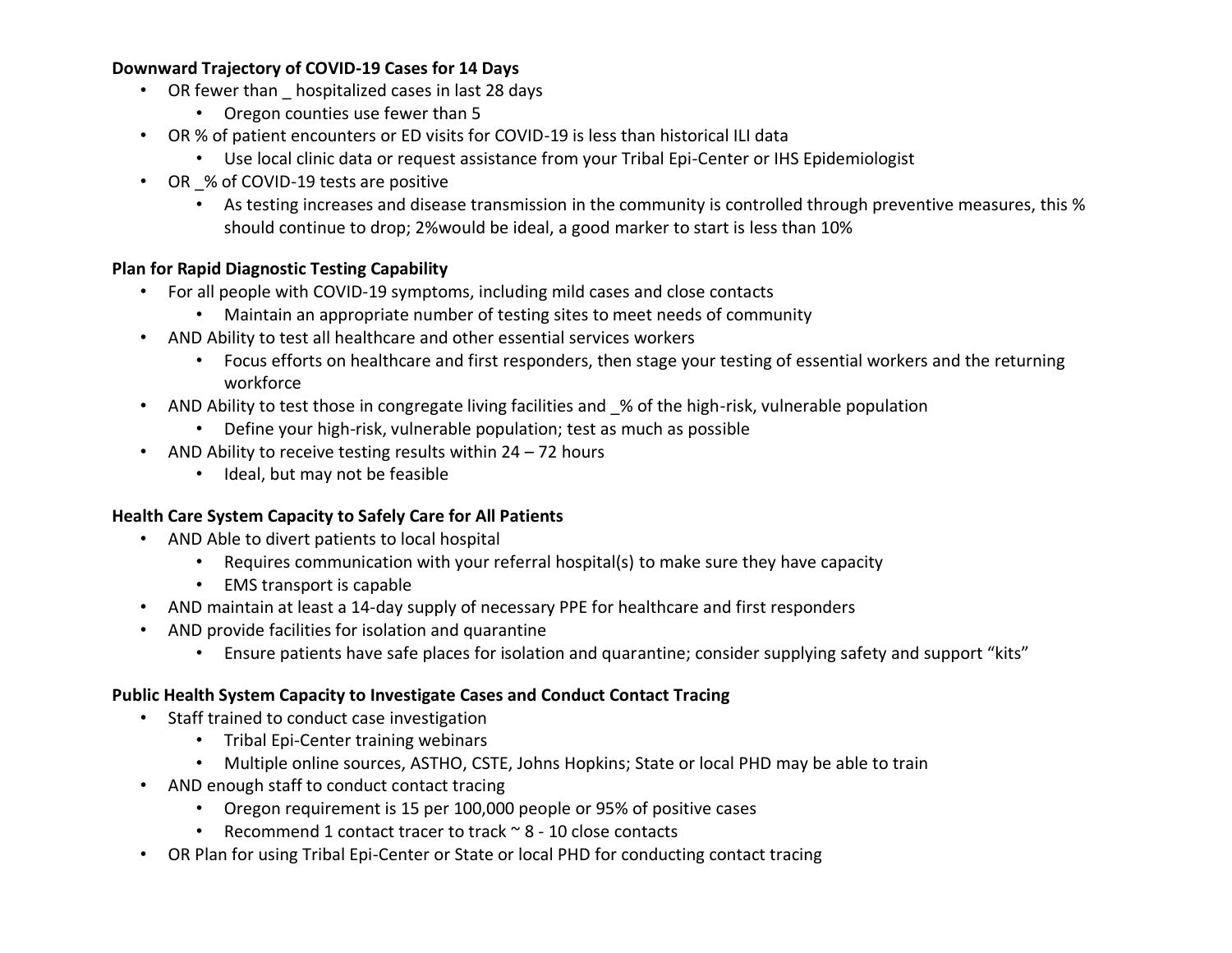**Downward Trajectory of COVID-19 Cases for 14 Days**

- OR fewer than _ hospitalized cases in last 28 days
  - Oregon counties use fewer than 5
- OR % of patient encounters or ED visits for COVID-19 is less than historical ILI data
  - Use local clinic data or request assistance from your Tribal Epi-Center or IHS Epidemiologist
- OR _% of COVID-19 tests are positive
  - As testing increases and disease transmission in the community is controlled through preventive measures, this % should continue to drop; 2%would be ideal, a good marker to start is less than 10%

**Plan for Rapid Diagnostic Testing Capability**

- For all people with COVID-19 symptoms, including mild cases and close contacts
  - Maintain an appropriate number of testing sites to meet needs of community
- AND Ability to test all healthcare and other essential services workers
  - Focus efforts on healthcare and first responders, then stage your testing of essential workers and the returning workforce
- AND Ability to test those in congregate living facilities and _% of the high-risk, vulnerable population
  - Define your high-risk, vulnerable population; test as much as possible
- AND Ability to receive testing results within 24 – 72 hours
  - Ideal, but may not be feasible

**Health Care System Capacity to Safely Care for All Patients**

- AND Able to divert patients to local hospital
  - Requires communication with your referral hospital(s) to make sure they have capacity
  - EMS transport is capable
- AND maintain at least a 14-day supply of necessary PPE for healthcare and first responders
- AND provide facilities for isolation and quarantine
  - Ensure patients have safe places for isolation and quarantine; consider supplying safety and support "kits"

**Public Health System Capacity to Investigate Cases and Conduct Contact Tracing**

- Staff trained to conduct case investigation
  - Tribal Epi-Center training webinars
  - Multiple online sources, ASTHO, CSTE, Johns Hopkins; State or local PHD may be able to train
- AND enough staff to conduct contact tracing
  - Oregon requirement is 15 per 100,000 people or 95% of positive cases
  - Recommend 1 contact tracer to track ~ 8 - 10 close contacts
- OR Plan for using Tribal Epi-Center or State or local PHD for conducting contact tracing